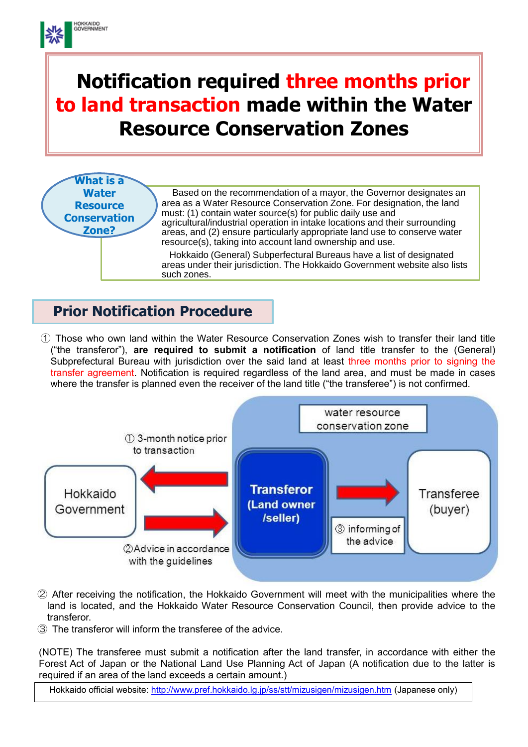HOKKAIDO GOVERNMENT

# Notification required three months prior to land transaction made within the Water Resource Conservation Zones

## What is a Water Resource Conservation Zone?

Based on the recommendation of a mayor, the Governor designates an area as a Water Resource Conservation Zone. For designation, the land must: (1) contain water source(s) for public daily use and agricultural/industrial operation in intake locations and their surrounding areas, and (2) ensure particularly appropriate land use to conserve water resource(s), taking into account land ownership and use.

Hokkaido (General) Subprefectural Bureaus have a list of designated areas under their jurisdiction. The Hokkaido Government website also lists such zones.

## Prior Notification Procedure

① Those who own land within the Water Resource Conservation Zones wish to transfer their land title ("the transferor"), **are required to submit a notification** of land title transfer to the (General) Subprefectural Bureau with jurisdiction over the said land at least three months prior to signing the transfer agreement. Notification is required regardless of the land area, and must be made in cases where the transfer is planned even the receiver of the land title ("the transferee") is not confirmed.

water resource conservation zone

① 3-month notice prior to transaction

Hokkaido Government

Transferor (Land owner /seller)

Transferee (buyer)

②Advice in accordance with the guidelines

③ informing of the advice

② After receiving the notification, the Hokkaido Government will meet with the municipalities where the land is located, and the Hokkaido Water Resource Conservation Council, then provide advice to the transferor.

③ The transferor will inform the transferee of the advice.

(NOTE) The transferee must submit a notification after the land transfer, in accordance with either the Forest Act of Japan or the National Land Use Planning Act of Japan (A notification due to the latter is required if an area of the land exceeds a certain amount.)

Hokkaido official website: http://www.pref.hokkaido.lg.jp/ss/stt/mizusigen/mizusigen.htm (Japanese only)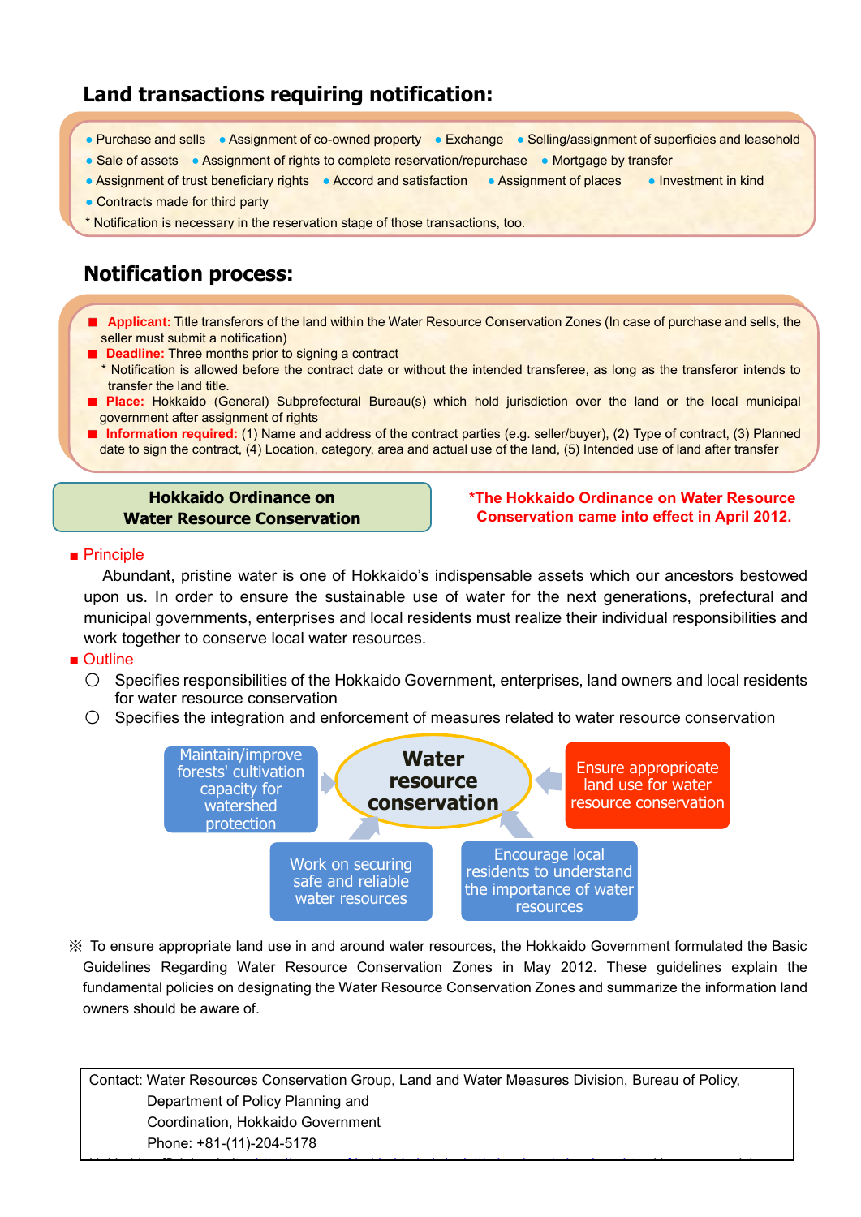## Land transactions requiring notification:

- Purchase and sells
- Assignment of co-owned property
- Exchange
- Selling/assignment of superficies and leasehold
- Sale of assets
- Assignment of rights to complete reservation/repurchase
- Mortgage by transfer
- Assignment of trust beneficiary rights
- Accord and satisfaction
- Assignment of places
- Investment in kind
- Contracts made for third party

\* Notification is necessary in the reservation stage of those transactions, too.

## Notification process:

- **Applicant:** Title transferors of the land within the Water Resource Conservation Zones (In case of purchase and sells, the seller must submit a notification)
- **Deadline:** Three months prior to signing a contract
  - \* Notification is allowed before the contract date or without the intended transferee, as long as the transferor intends to transfer the land title.
- **Place:** Hokkaido (General) Subprefectural Bureau(s) which hold jurisdiction over the land or the local municipal government after assignment of rights
- **Information required:** (1) Name and address of the contract parties (e.g. seller/buyer), (2) Type of contract, (3) Planned date to sign the contract, (4) Location, category, area and actual use of the land, (5) Intended use of land after transfer

## Hokkaido Ordinance on Water Resource Conservation

**\*The Hokkaido Ordinance on Water Resource Conservation came into effect in April 2012.**

### ■ Principle

Abundant, pristine water is one of Hokkaido's indispensable assets which our ancestors bestowed upon us. In order to ensure the sustainable use of water for the next generations, prefectural and municipal governments, enterprises and local residents must realize their individual responsibilities and work together to conserve local water resources.

### ■ Outline

- ○ Specifies responsibilities of the Hokkaido Government, enterprises, land owners and local residents for water resource conservation
- ○ Specifies the integration and enforcement of measures related to water resource conservation

Water resource conservation

Maintain/improve forests' cultivation capacity for watershed protection

Ensure approprioate land use for water resource conservation

Work on securing safe and reliable water resources

Encourage local residents to understand the importance of water resources

※ To ensure appropriate land use in and around water resources, the Hokkaido Government formulated the Basic Guidelines Regarding Water Resource Conservation Zones in May 2012. These guidelines explain the fundamental policies on designating the Water Resource Conservation Zones and summarize the information land owners should be aware of.

Contact: Water Resources Conservation Group, Land and Water Measures Division, Bureau of Policy, Department of Policy Planning and Coordination, Hokkaido Government
Phone: +81-(11)-204-5178